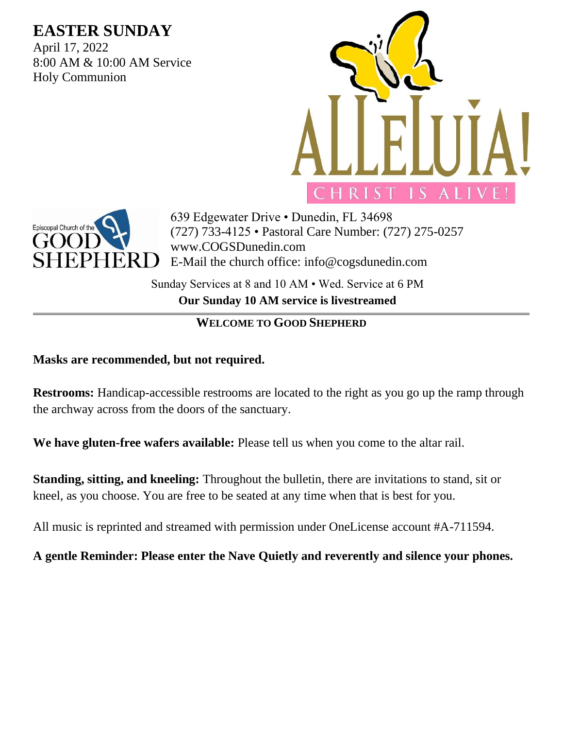# EASTER SUNDAY

April 17, 2022
8:00 AM & 10:00 AM Service
Holy Communion

ALLELUIA!
CHRIST IS ALIVE!

Episcopal Church of the GOOD SHEPHERD

639 Edgewater Drive • Dunedin, FL 34698
(727) 733-4125 • Pastoral Care Number: (727) 275-0257
www.COGSDunedin.com
E-Mail the church office: info@cogsdunedin.com

Sunday Services at 8 and 10 AM • Wed. Service at 6 PM

**Our Sunday 10 AM service is livestreamed**

## WELCOME TO GOOD SHEPHERD

**Masks are recommended, but not required.**

**Restrooms:** Handicap-accessible restrooms are located to the right as you go up the ramp through the archway across from the doors of the sanctuary.

**We have gluten-free wafers available:** Please tell us when you come to the altar rail.

**Standing, sitting, and kneeling:** Throughout the bulletin, there are invitations to stand, sit or kneel, as you choose. You are free to be seated at any time when that is best for you.

All music is reprinted and streamed with permission under OneLicense account #A-711594.

**A gentle Reminder: Please enter the Nave Quietly and reverently and silence your phones.**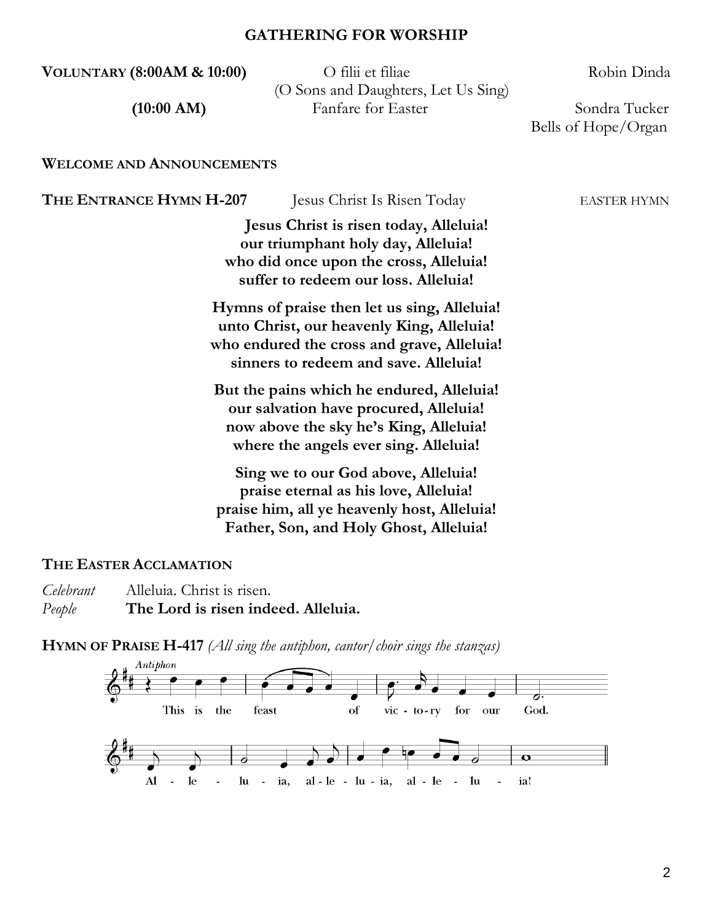## GATHERING FOR WORSHIP

**VOLUNTARY (8:00AM & 10:00)** O filii et filiae (O Sons and Daughters, Let Us Sing) — Robin Dinda

**(10:00 AM)** Fanfare for Easter — Sondra Tucker, Bells of Hope/Organ

**WELCOME AND ANNOUNCEMENTS**

**THE ENTRANCE HYMN H-207** Jesus Christ Is Risen Today — EASTER HYMN

**Jesus Christ is risen today, Alleluia!**
**our triumphant holy day, Alleluia!**
**who did once upon the cross, Alleluia!**
**suffer to redeem our loss. Alleluia!**

**Hymns of praise then let us sing, Alleluia!**
**unto Christ, our heavenly King, Alleluia!**
**who endured the cross and grave, Alleluia!**
**sinners to redeem and save. Alleluia!**

**But the pains which he endured, Alleluia!**
**our salvation have procured, Alleluia!**
**now above the sky he's King, Alleluia!**
**where the angels ever sing. Alleluia!**

**Sing we to our God above, Alleluia!**
**praise eternal as his love, Alleluia!**
**praise him, all ye heavenly host, Alleluia!**
**Father, Son, and Holy Ghost, Alleluia!**

**THE EASTER ACCLAMATION**

*Celebrant* Alleluia. Christ is risen.
*People* **The Lord is risen indeed. Alleluia.**

**HYMN OF PRAISE H-417** *(All sing the antiphon, cantor/choir sings the stanzas)*

*Antiphon*

This is the feast of victory for our God.
Alleluia, alleluia, alleluia!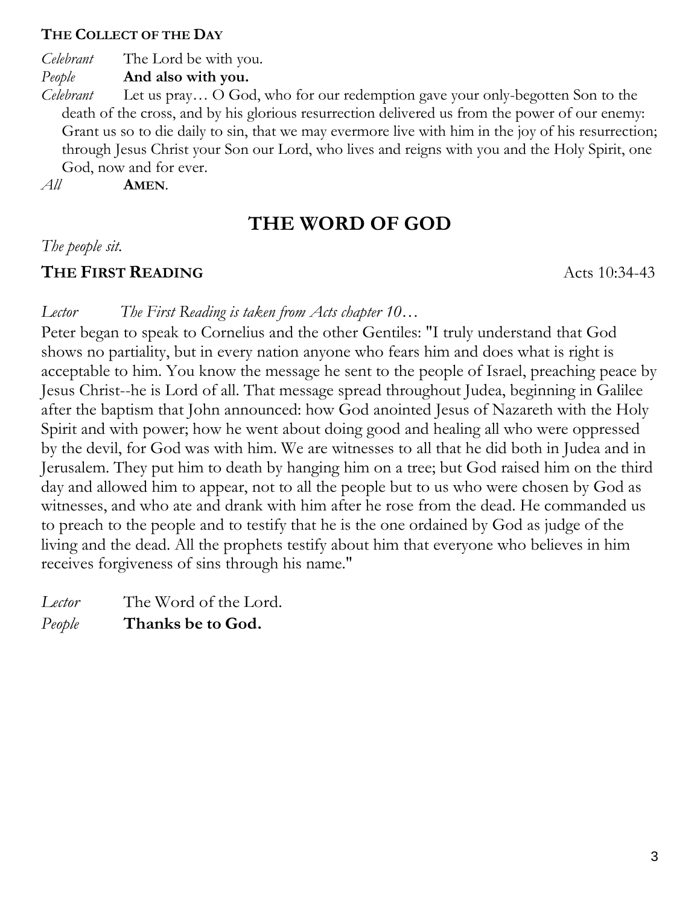### THE COLLECT OF THE DAY

*Celebrant* The Lord be with you.
*People* **And also with you.**
*Celebrant* Let us pray… O God, who for our redemption gave your only-begotten Son to the death of the cross, and by his glorious resurrection delivered us from the power of our enemy: Grant us so to die daily to sin, that we may evermore live with him in the joy of his resurrection; through Jesus Christ your Son our Lord, who lives and reigns with you and the Holy Spirit, one God, now and for ever.
*All* **AMEN**.

## THE WORD OF GOD

*The people sit.*

### THE FIRST READING — Acts 10:34-43

*Lector The First Reading is taken from Acts chapter 10…*

Peter began to speak to Cornelius and the other Gentiles: "I truly understand that God shows no partiality, but in every nation anyone who fears him and does what is right is acceptable to him. You know the message he sent to the people of Israel, preaching peace by Jesus Christ--he is Lord of all. That message spread throughout Judea, beginning in Galilee after the baptism that John announced: how God anointed Jesus of Nazareth with the Holy Spirit and with power; how he went about doing good and healing all who were oppressed by the devil, for God was with him. We are witnesses to all that he did both in Judea and in Jerusalem. They put him to death by hanging him on a tree; but God raised him on the third day and allowed him to appear, not to all the people but to us who were chosen by God as witnesses, and who ate and drank with him after he rose from the dead. He commanded us to preach to the people and to testify that he is the one ordained by God as judge of the living and the dead. All the prophets testify about him that everyone who believes in him receives forgiveness of sins through his name."

*Lector* The Word of the Lord.
*People* **Thanks be to God.**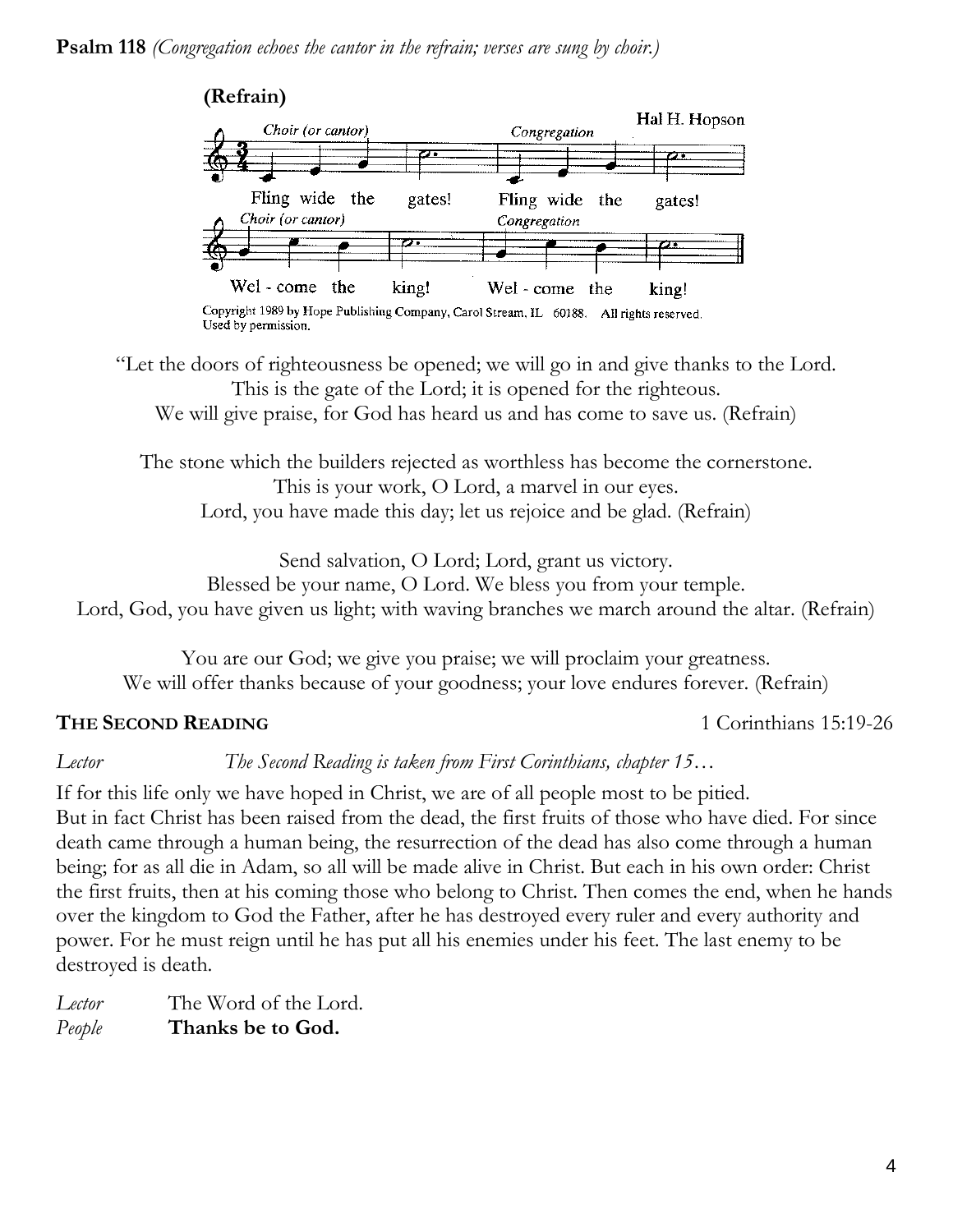**Psalm 118** *(Congregation echoes the cantor in the refrain; verses are sung by choir.)*

**(Refrain)**

Hal H. Hopson

*Choir (or cantor)* Fling wide the gates! *Congregation* Fling wide the gates!
*Choir (or cantor)* Wel - come the king! *Congregation* Wel - come the king!

Copyright 1989 by Hope Publishing Company, Carol Stream, IL 60188. All rights reserved. Used by permission.

"Let the doors of righteousness be opened; we will go in and give thanks to the Lord.
This is the gate of the Lord; it is opened for the righteous.
We will give praise, for God has heard us and has come to save us. (Refrain)

The stone which the builders rejected as worthless has become the cornerstone.
This is your work, O Lord, a marvel in our eyes.
Lord, you have made this day; let us rejoice and be glad. (Refrain)

Send salvation, O Lord; Lord, grant us victory.
Blessed be your name, O Lord. We bless you from your temple.
Lord, God, you have given us light; with waving branches we march around the altar. (Refrain)

You are our God; we give you praise; we will proclaim your greatness.
We will offer thanks because of your goodness; your love endures forever. (Refrain)

## THE SECOND READING — 1 Corinthians 15:19-26

*Lector* *The Second Reading is taken from First Corinthians, chapter 15…*

If for this life only we have hoped in Christ, we are of all people most to be pitied.
But in fact Christ has been raised from the dead, the first fruits of those who have died. For since death came through a human being, the resurrection of the dead has also come through a human being; for as all die in Adam, so all will be made alive in Christ. But each in his own order: Christ the first fruits, then at his coming those who belong to Christ. Then comes the end, when he hands over the kingdom to God the Father, after he has destroyed every ruler and every authority and power. For he must reign until he has put all his enemies under his feet. The last enemy to be destroyed is death.

*Lector* The Word of the Lord.
*People* **Thanks be to God.**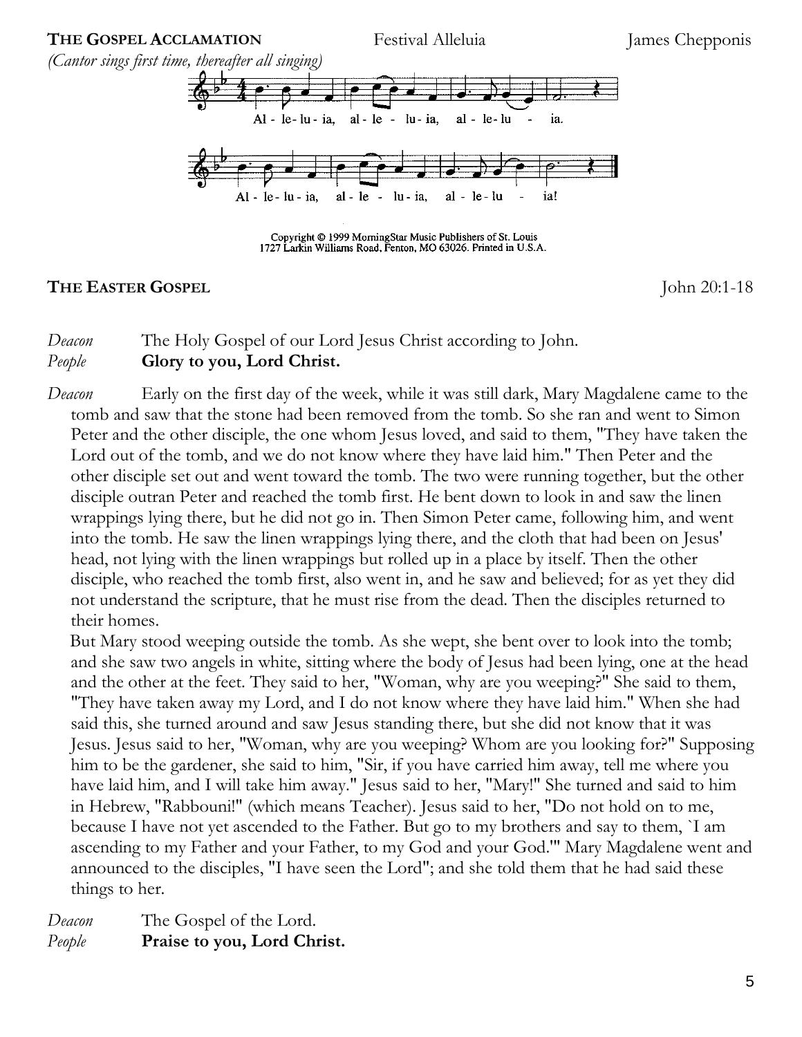**THE GOSPEL ACCLAMATION** Festival Alleluia James Chepponis

*(Cantor sings first time, thereafter all singing)*

Al - le - lu - ia, al - le - lu - ia, al - le - lu - ia.

Al - le - lu - ia, al - le - lu - ia, al - le - lu - ia!

Copyright © 1999 MorningStar Music Publishers of St. Louis
1727 Larkin Williams Road, Fenton, MO 63026. Printed in U.S.A.

**THE EASTER GOSPEL** John 20:1-18

*Deacon* The Holy Gospel of our Lord Jesus Christ according to John.
*People* **Glory to you, Lord Christ.**

*Deacon* Early on the first day of the week, while it was still dark, Mary Magdalene came to the tomb and saw that the stone had been removed from the tomb. So she ran and went to Simon Peter and the other disciple, the one whom Jesus loved, and said to them, "They have taken the Lord out of the tomb, and we do not know where they have laid him." Then Peter and the other disciple set out and went toward the tomb. The two were running together, but the other disciple outran Peter and reached the tomb first. He bent down to look in and saw the linen wrappings lying there, but he did not go in. Then Simon Peter came, following him, and went into the tomb. He saw the linen wrappings lying there, and the cloth that had been on Jesus' head, not lying with the linen wrappings but rolled up in a place by itself. Then the other disciple, who reached the tomb first, also went in, and he saw and believed; for as yet they did not understand the scripture, that he must rise from the dead. Then the disciples returned to their homes.

But Mary stood weeping outside the tomb. As she wept, she bent over to look into the tomb; and she saw two angels in white, sitting where the body of Jesus had been lying, one at the head and the other at the feet. They said to her, "Woman, why are you weeping?" She said to them, "They have taken away my Lord, and I do not know where they have laid him." When she had said this, she turned around and saw Jesus standing there, but she did not know that it was Jesus. Jesus said to her, "Woman, why are you weeping? Whom are you looking for?" Supposing him to be the gardener, she said to him, "Sir, if you have carried him away, tell me where you have laid him, and I will take him away." Jesus said to her, "Mary!" She turned and said to him in Hebrew, "Rabbouni!" (which means Teacher). Jesus said to her, "Do not hold on to me, because I have not yet ascended to the Father. But go to my brothers and say to them, `I am ascending to my Father and your Father, to my God and your God.'" Mary Magdalene went and announced to the disciples, "I have seen the Lord"; and she told them that he had said these things to her.

*Deacon* The Gospel of the Lord.
*People* **Praise to you, Lord Christ.**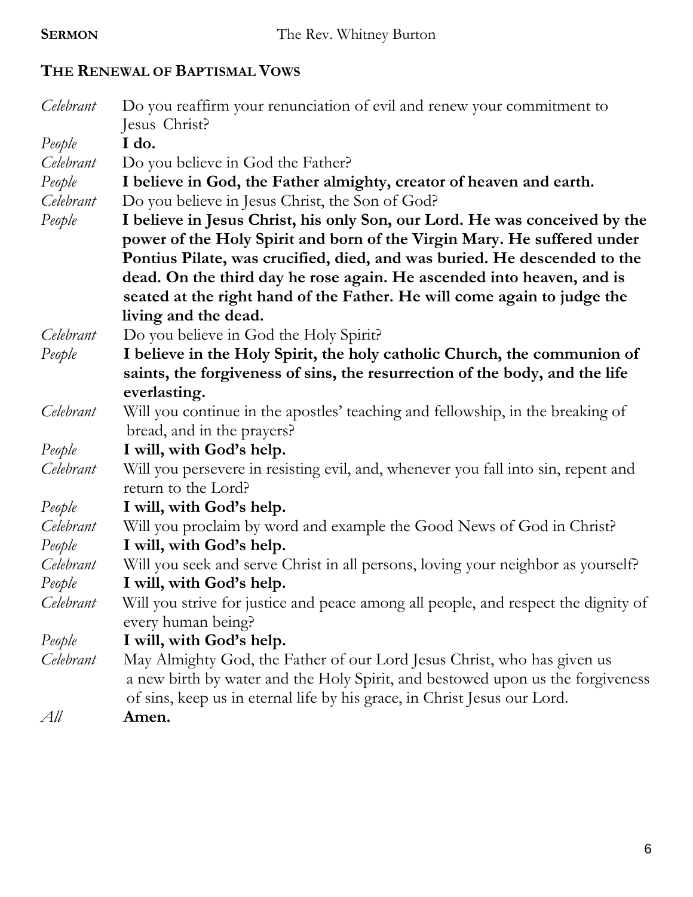**SERMON** The Rev. Whitney Burton

**THE RENEWAL OF BAPTISMAL VOWS**

*Celebrant* Do you reaffirm your renunciation of evil and renew your commitment to Jesus Christ?

*People* **I do.**

*Celebrant* Do you believe in God the Father?

*People* **I believe in God, the Father almighty, creator of heaven and earth.**

*Celebrant* Do you believe in Jesus Christ, the Son of God?

*People* **I believe in Jesus Christ, his only Son, our Lord. He was conceived by the power of the Holy Spirit and born of the Virgin Mary. He suffered under Pontius Pilate, was crucified, died, and was buried. He descended to the dead. On the third day he rose again. He ascended into heaven, and is seated at the right hand of the Father. He will come again to judge the living and the dead.**

*Celebrant* Do you believe in God the Holy Spirit?

*People* **I believe in the Holy Spirit, the holy catholic Church, the communion of saints, the forgiveness of sins, the resurrection of the body, and the life everlasting.**

*Celebrant* Will you continue in the apostles' teaching and fellowship, in the breaking of bread, and in the prayers?

*People* **I will, with God's help.**

*Celebrant* Will you persevere in resisting evil, and, whenever you fall into sin, repent and return to the Lord?

*People* **I will, with God's help.**

*Celebrant* Will you proclaim by word and example the Good News of God in Christ?

*People* **I will, with God's help.**

*Celebrant* Will you seek and serve Christ in all persons, loving your neighbor as yourself?

*People* **I will, with God's help.**

*Celebrant* Will you strive for justice and peace among all people, and respect the dignity of every human being?

*People* **I will, with God's help.**

*Celebrant* May Almighty God, the Father of our Lord Jesus Christ, who has given us a new birth by water and the Holy Spirit, and bestowed upon us the forgiveness of sins, keep us in eternal life by his grace, in Christ Jesus our Lord.

*All* **Amen.**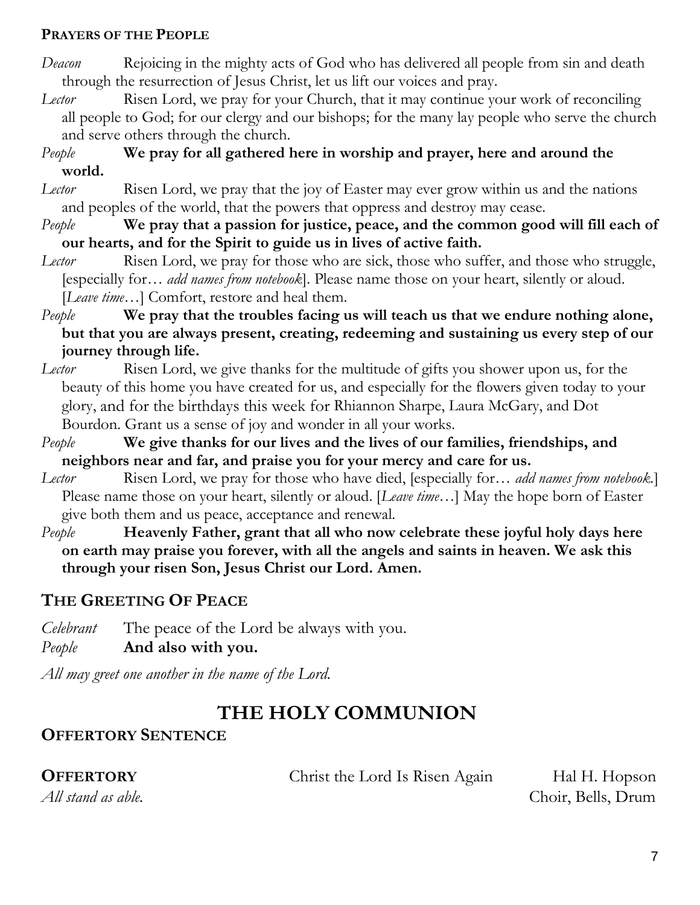**PRAYERS OF THE PEOPLE**

*Deacon* Rejoicing in the mighty acts of God who has delivered all people from sin and death through the resurrection of Jesus Christ, let us lift our voices and pray.

*Lector* Risen Lord, we pray for your Church, that it may continue your work of reconciling all people to God; for our clergy and our bishops; for the many lay people who serve the church and serve others through the church.

*People* **We pray for all gathered here in worship and prayer, here and around the world.**

*Lector* Risen Lord, we pray that the joy of Easter may ever grow within us and the nations and peoples of the world, that the powers that oppress and destroy may cease.

*People* **We pray that a passion for justice, peace, and the common good will fill each of our hearts, and for the Spirit to guide us in lives of active faith.**

*Lector* Risen Lord, we pray for those who are sick, those who suffer, and those who struggle, [especially for… *add names from notebook*]. Please name those on your heart, silently or aloud. [*Leave time*…] Comfort, restore and heal them.

*People* **We pray that the troubles facing us will teach us that we endure nothing alone, but that you are always present, creating, redeeming and sustaining us every step of our journey through life.**

*Lector* Risen Lord, we give thanks for the multitude of gifts you shower upon us, for the beauty of this home you have created for us, and especially for the flowers given today to your glory, and for the birthdays this week for Rhiannon Sharpe, Laura McGary, and Dot Bourdon. Grant us a sense of joy and wonder in all your works.

*People* **We give thanks for our lives and the lives of our families, friendships, and neighbors near and far, and praise you for your mercy and care for us.**

*Lector* Risen Lord, we pray for those who have died, [especially for… *add names from notebook*.] Please name those on your heart, silently or aloud. [*Leave time*…] May the hope born of Easter give both them and us peace, acceptance and renewal.

*People* **Heavenly Father, grant that all who now celebrate these joyful holy days here on earth may praise you forever, with all the angels and saints in heaven. We ask this through your risen Son, Jesus Christ our Lord. Amen.**

## THE GREETING OF PEACE

*Celebrant* The peace of the Lord be always with you.
*People* **And also with you.**

*All may greet one another in the name of the Lord.*

# THE HOLY COMMUNION

## OFFERTORY SENTENCE

**OFFERTORY** Christ the Lord Is Risen Again Hal H. Hopson
*All stand as able.* Choir, Bells, Drum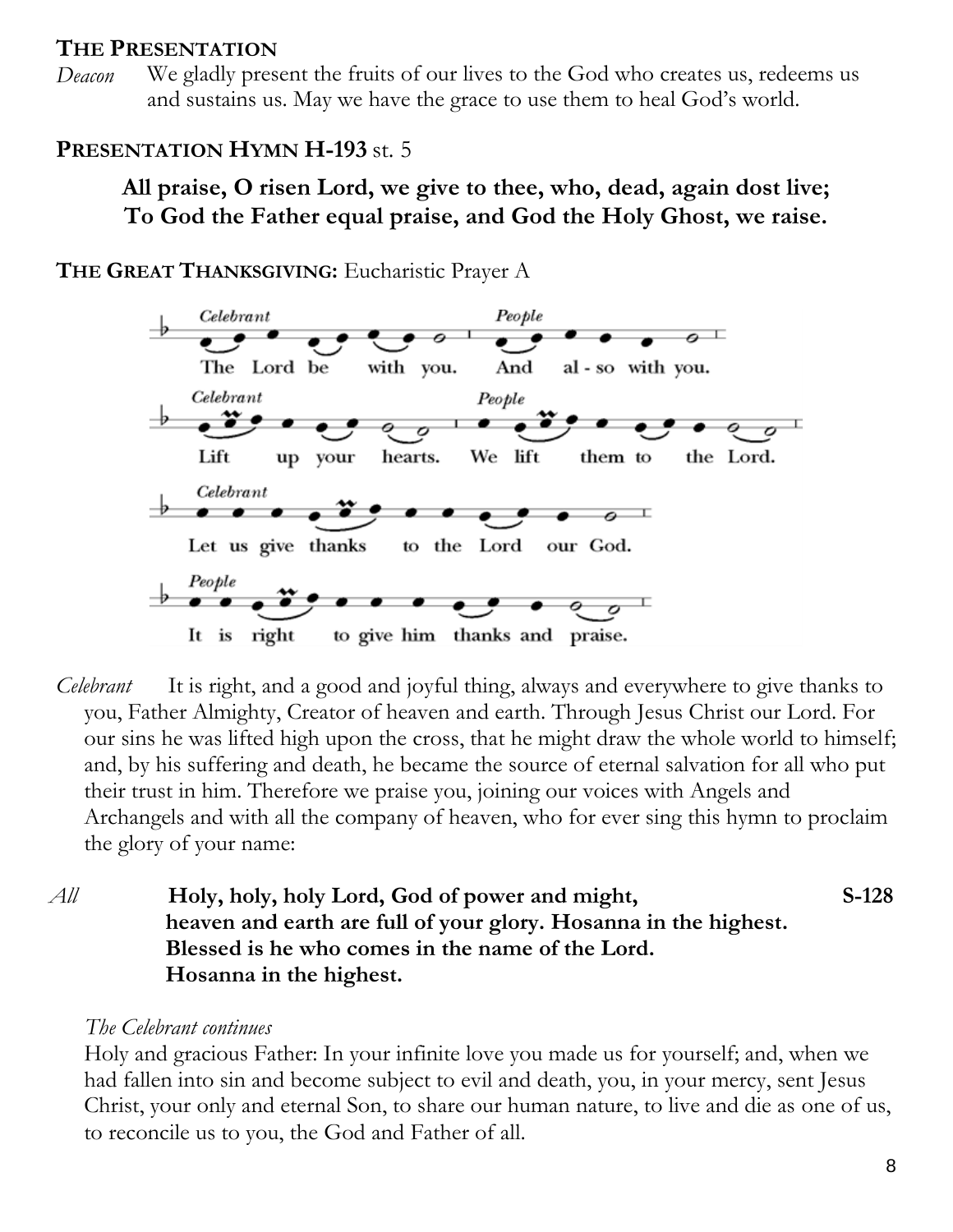**THE PRESENTATION**

*Deacon* We gladly present the fruits of our lives to the God who creates us, redeems us and sustains us. May we have the grace to use them to heal God's world.

**PRESENTATION HYMN H-193** st. 5

**All praise, O risen Lord, we give to thee, who, dead, again dost live;**
**To God the Father equal praise, and God the Holy Ghost, we raise.**

**THE GREAT THANKSGIVING:** Eucharistic Prayer A

*Celebrant* The Lord be with you. *People* And also with you.

*Celebrant* Lift up your hearts. *People* We lift them to the Lord.

*Celebrant* Let us give thanks to the Lord our God.

*People* It is right to give him thanks and praise.

*Celebrant* It is right, and a good and joyful thing, always and everywhere to give thanks to you, Father Almighty, Creator of heaven and earth. Through Jesus Christ our Lord. For our sins he was lifted high upon the cross, that he might draw the whole world to himself; and, by his suffering and death, he became the source of eternal salvation for all who put their trust in him. Therefore we praise you, joining our voices with Angels and Archangels and with all the company of heaven, who for ever sing this hymn to proclaim the glory of your name:

*All* **Holy, holy, holy Lord, God of power and might,** **S-128**
**heaven and earth are full of your glory. Hosanna in the highest.**
**Blessed is he who comes in the name of the Lord.**
**Hosanna in the highest.**

*The Celebrant continues*

Holy and gracious Father: In your infinite love you made us for yourself; and, when we had fallen into sin and become subject to evil and death, you, in your mercy, sent Jesus Christ, your only and eternal Son, to share our human nature, to live and die as one of us, to reconcile us to you, the God and Father of all.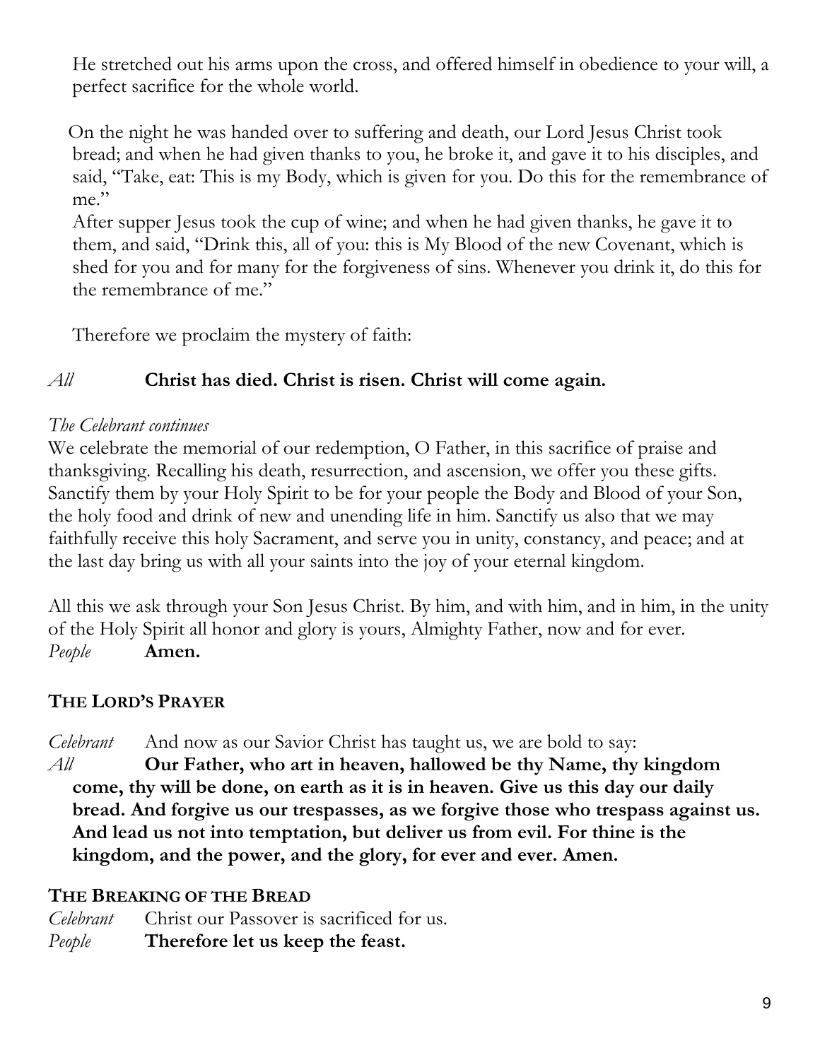He stretched out his arms upon the cross, and offered himself in obedience to your will, a perfect sacrifice for the whole world.

On the night he was handed over to suffering and death, our Lord Jesus Christ took bread; and when he had given thanks to you, he broke it, and gave it to his disciples, and said, "Take, eat: This is my Body, which is given for you. Do this for the remembrance of me."

After supper Jesus took the cup of wine; and when he had given thanks, he gave it to them, and said, "Drink this, all of you: this is My Blood of the new Covenant, which is shed for you and for many for the forgiveness of sins. Whenever you drink it, do this for the remembrance of me."

Therefore we proclaim the mystery of faith:

*All* **Christ has died. Christ is risen. Christ will come again.**

*The Celebrant continues*

We celebrate the memorial of our redemption, O Father, in this sacrifice of praise and thanksgiving. Recalling his death, resurrection, and ascension, we offer you these gifts. Sanctify them by your Holy Spirit to be for your people the Body and Blood of your Son, the holy food and drink of new and unending life in him. Sanctify us also that we may faithfully receive this holy Sacrament, and serve you in unity, constancy, and peace; and at the last day bring us with all your saints into the joy of your eternal kingdom.

All this we ask through your Son Jesus Christ. By him, and with him, and in him, in the unity of the Holy Spirit all honor and glory is yours, Almighty Father, now and for ever.

*People* **Amen.**

## THE LORD'S PRAYER

*Celebrant* And now as our Savior Christ has taught us, we are bold to say:

*All* **Our Father, who art in heaven, hallowed be thy Name, thy kingdom come, thy will be done, on earth as it is in heaven. Give us this day our daily bread. And forgive us our trespasses, as we forgive those who trespass against us. And lead us not into temptation, but deliver us from evil. For thine is the kingdom, and the power, and the glory, for ever and ever. Amen.**

## THE BREAKING OF THE BREAD

*Celebrant* Christ our Passover is sacrificed for us.

*People* **Therefore let us keep the feast.**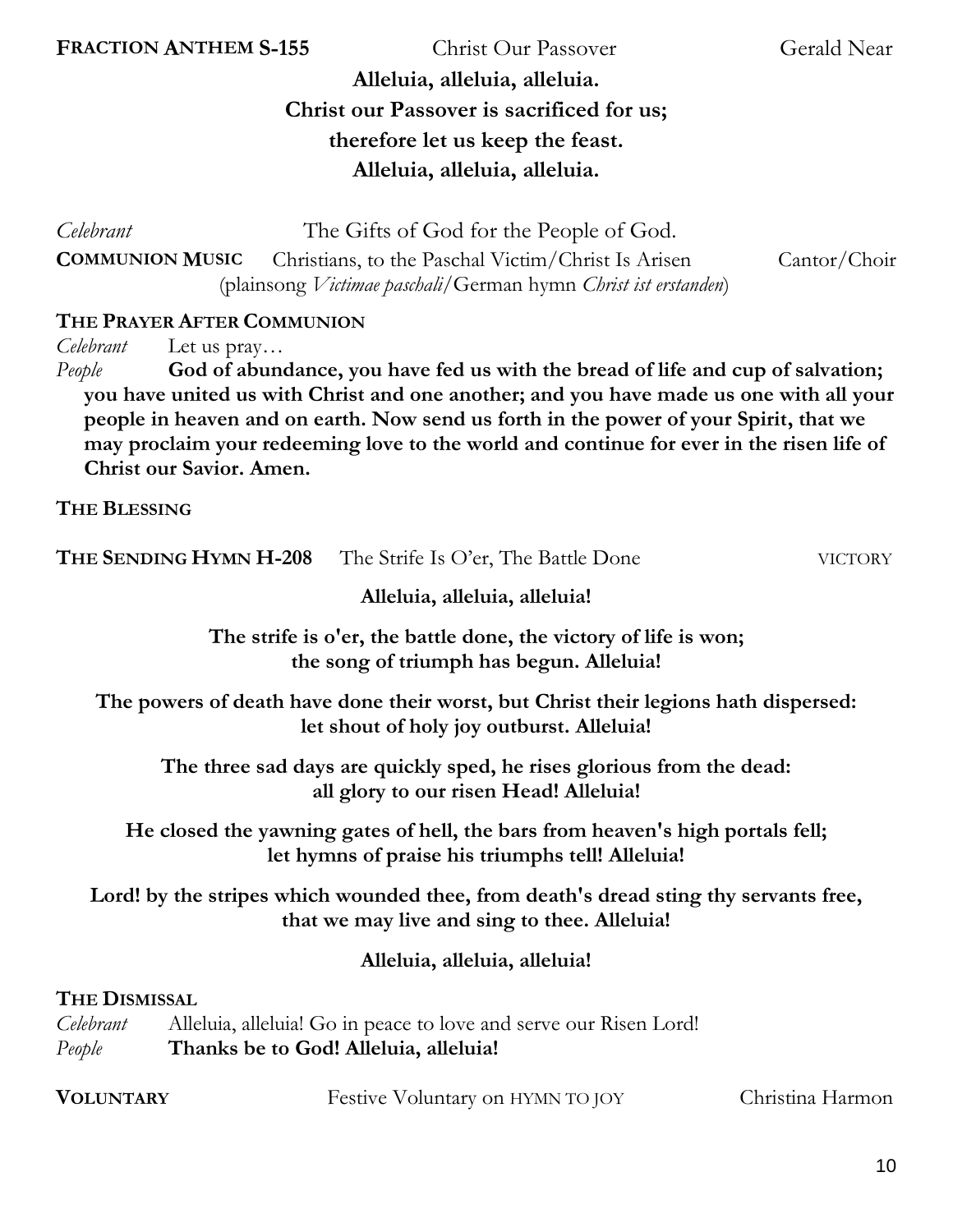**FRACTION ANTHEM S-155** Christ Our Passover Gerald Near

**Alleluia, alleluia, alleluia.**
**Christ our Passover is sacrificed for us;**
**therefore let us keep the feast.**
**Alleluia, alleluia, alleluia.**

*Celebrant* The Gifts of God for the People of God.

**COMMUNION MUSIC** Christians, to the Paschal Victim/Christ Is Arisen Cantor/Choir
(plainsong *Victimae paschali*/German hymn *Christ ist erstanden*)

**THE PRAYER AFTER COMMUNION**

*Celebrant* Let us pray…

*People* **God of abundance, you have fed us with the bread of life and cup of salvation; you have united us with Christ and one another; and you have made us one with all your people in heaven and on earth. Now send us forth in the power of your Spirit, that we may proclaim your redeeming love to the world and continue for ever in the risen life of Christ our Savior. Amen.**

**THE BLESSING**

**THE SENDING HYMN H-208** The Strife Is O'er, The Battle Done VICTORY

**Alleluia, alleluia, alleluia!**

**The strife is o'er, the battle done, the victory of life is won;**
**the song of triumph has begun. Alleluia!**

**The powers of death have done their worst, but Christ their legions hath dispersed:**
**let shout of holy joy outburst. Alleluia!**

**The three sad days are quickly sped, he rises glorious from the dead:**
**all glory to our risen Head! Alleluia!**

**He closed the yawning gates of hell, the bars from heaven's high portals fell;**
**let hymns of praise his triumphs tell! Alleluia!**

**Lord! by the stripes which wounded thee, from death's dread sting thy servants free,**
**that we may live and sing to thee. Alleluia!**

**Alleluia, alleluia, alleluia!**

**THE DISMISSAL**

*Celebrant* Alleluia, alleluia! Go in peace to love and serve our Risen Lord!

*People* **Thanks be to God! Alleluia, alleluia!**

**VOLUNTARY** Festive Voluntary on HYMN TO JOY Christina Harmon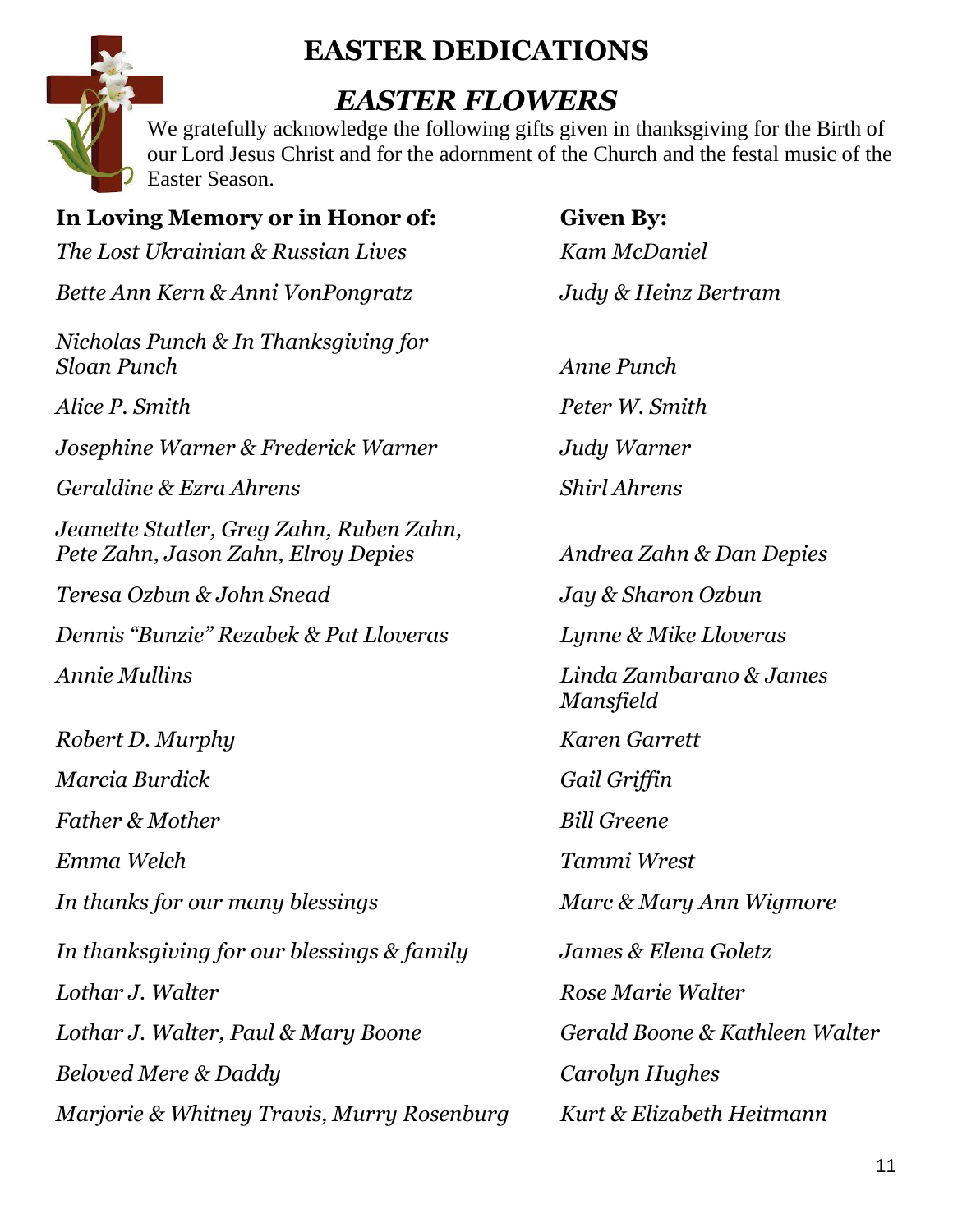# EASTER DEDICATIONS

## *EASTER FLOWERS*

We gratefully acknowledge the following gifts given in thanksgiving for the Birth of our Lord Jesus Christ and for the adornment of the Church and the festal music of the Easter Season.

| **In Loving Memory or in Honor of:** | **Given By:** |
|---|---|
| *The Lost Ukrainian & Russian Lives* | *Kam McDaniel* |
| *Bette Ann Kern & Anni VonPongratz* | *Judy & Heinz Bertram* |
| *Nicholas Punch & In Thanksgiving for Sloan Punch* | *Anne Punch* |
| *Alice P. Smith* | *Peter W. Smith* |
| *Josephine Warner & Frederick Warner* | *Judy Warner* |
| *Geraldine & Ezra Ahrens* | *Shirl Ahrens* |
| *Jeanette Statler, Greg Zahn, Ruben Zahn, Pete Zahn, Jason Zahn, Elroy Depies* | *Andrea Zahn & Dan Depies* |
| *Teresa Ozbun & John Snead* | *Jay & Sharon Ozbun* |
| *Dennis "Bunzie" Rezabek & Pat Lloveras* | *Lynne & Mike Lloveras* |
| *Annie Mullins* | *Linda Zambarano & James Mansfield* |
| *Robert D. Murphy* | *Karen Garrett* |
| *Marcia Burdick* | *Gail Griffin* |
| *Father & Mother* | *Bill Greene* |
| *Emma Welch* | *Tammi Wrest* |
| *In thanks for our many blessings* | *Marc & Mary Ann Wigmore* |
| *In thanksgiving for our blessings & family* | *James & Elena Goletz* |
| *Lothar J. Walter* | *Rose Marie Walter* |
| *Lothar J. Walter, Paul & Mary Boone* | *Gerald Boone & Kathleen Walter* |
| *Beloved Mere & Daddy* | *Carolyn Hughes* |
| *Marjorie & Whitney Travis, Murry Rosenburg* | *Kurt & Elizabeth Heitmann* |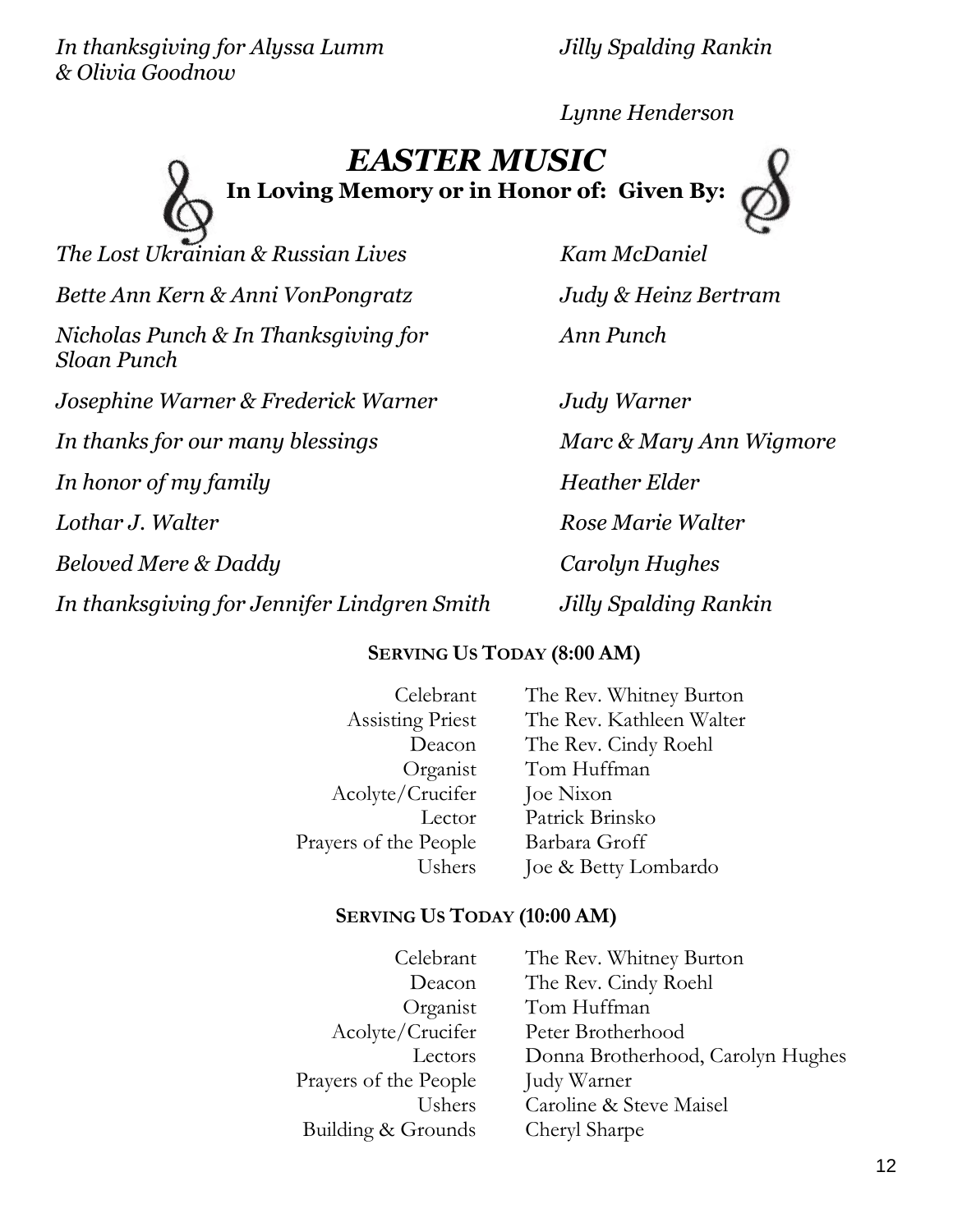| | |
|---|---|
| *In thanksgiving for Alyssa Lumm & Olivia Goodnow* | *Jilly Spalding Rankin* |
| | *Lynne Henderson* |

## *EASTER MUSIC*

**In Loving Memory or in Honor of: Given By:**

| | |
|---|---|
| *The Lost Ukrainian & Russian Lives* | *Kam McDaniel* |
| *Bette Ann Kern & Anni VonPongratz* | *Judy & Heinz Bertram* |
| *Nicholas Punch & In Thanksgiving for Sloan Punch* | *Ann Punch* |
| *Josephine Warner & Frederick Warner* | *Judy Warner* |
| *In thanks for our many blessings* | *Marc & Mary Ann Wigmore* |
| *In honor of my family* | *Heather Elder* |
| *Lothar J. Walter* | *Rose Marie Walter* |
| *Beloved Mere & Daddy* | *Carolyn Hughes* |
| *In thanksgiving for Jennifer Lindgren Smith* | *Jilly Spalding Rankin* |

### SERVING US TODAY (8:00 AM)

| | |
|---|---|
| Celebrant | The Rev. Whitney Burton |
| Assisting Priest | The Rev. Kathleen Walter |
| Deacon | The Rev. Cindy Roehl |
| Organist | Tom Huffman |
| Acolyte/Crucifer | Joe Nixon |
| Lector | Patrick Brinsko |
| Prayers of the People | Barbara Groff |
| Ushers | Joe & Betty Lombardo |

### SERVING US TODAY (10:00 AM)

| | |
|---|---|
| Celebrant | The Rev. Whitney Burton |
| Deacon | The Rev. Cindy Roehl |
| Organist | Tom Huffman |
| Acolyte/Crucifer | Peter Brotherhood |
| Lectors | Donna Brotherhood, Carolyn Hughes |
| Prayers of the People | Judy Warner |
| Ushers | Caroline & Steve Maisel |
| Building & Grounds | Cheryl Sharpe |